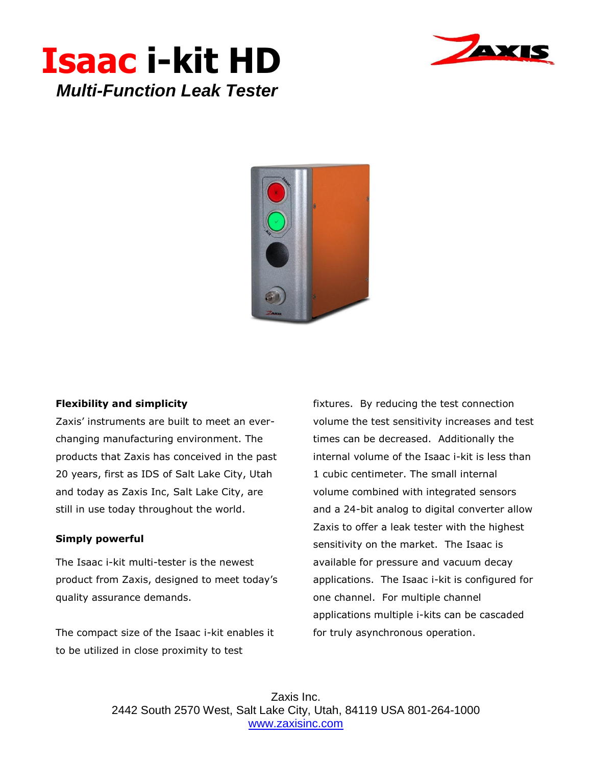# Isaac i-kit HD

## *Multi-Function Leak Tester*

**Flexibility and simplicity**

Zaxis' instruments are built to meet an ever-changing manufacturing environment. The products that Zaxis has conceived in the past 20 years, first as IDS of Salt Lake City, Utah and today as Zaxis Inc, Salt Lake City, are still in use today throughout the world.

**Simply powerful**

The Isaac i-kit multi-tester is the newest product from Zaxis, designed to meet today's quality assurance demands.

The compact size of the Isaac i-kit enables it to be utilized in close proximity to test fixtures. By reducing the test connection volume the test sensitivity increases and test times can be decreased. Additionally the internal volume of the Isaac i-kit is less than 1 cubic centimeter. The small internal volume combined with integrated sensors and a 24-bit analog to digital converter allow Zaxis to offer a leak tester with the highest sensitivity on the market. The Isaac is available for pressure and vacuum decay applications. The Isaac i-kit is configured for one channel. For multiple channel applications multiple i-kits can be cascaded for truly asynchronous operation.

Zaxis Inc.
2442 South 2570 West, Salt Lake City, Utah, 84119 USA 801-264-1000
[www.zaxisinc.com](http://www.zaxisinc.com)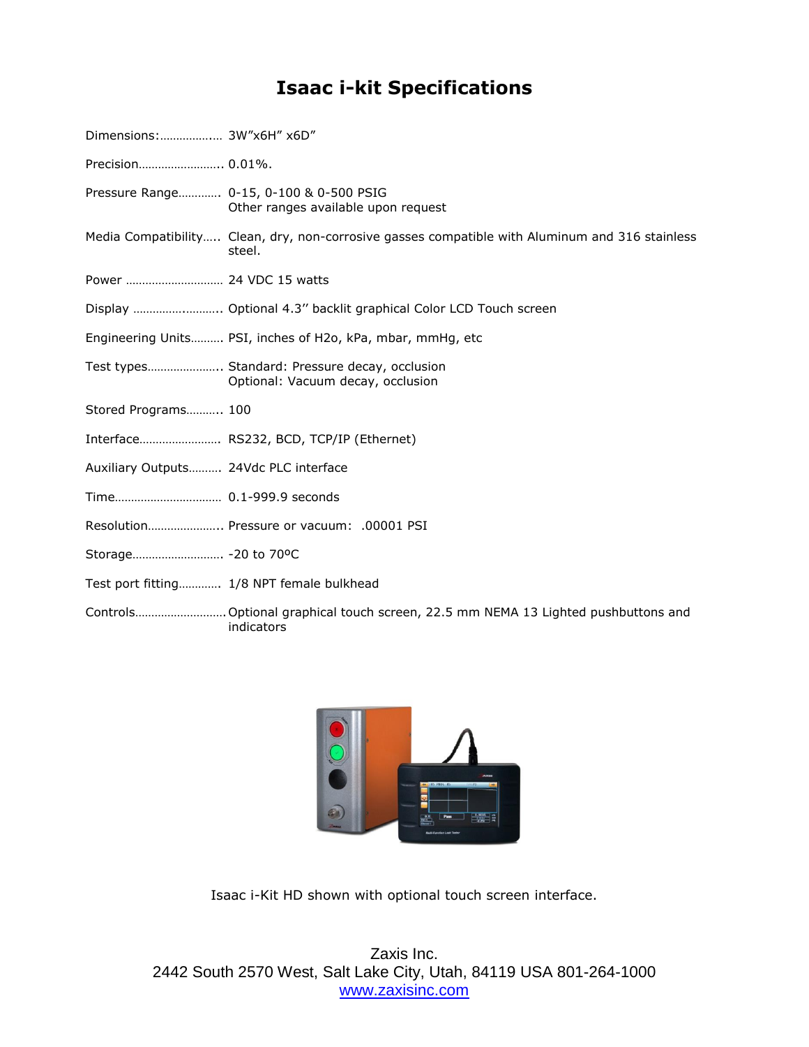# Isaac i-kit Specifications

Dimensions:……………..… 3W”x6H” x6D”

Precision……………………. 0.01%.

Pressure Range………… 0-15, 0-100 & 0-500 PSIG
Other ranges available upon request

Media Compatibility….. Clean, dry, non-corrosive gasses compatible with Aluminum and 316 stainless steel.

Power ……………………… 24 VDC 15 watts

Display ………….……….. Optional 4.3’’ backlit graphical Color LCD Touch screen

Engineering Units……… PSI, inches of H2o, kPa, mbar, mmHg, etc

Test types…………………. Standard: Pressure decay, occlusion
Optional: Vacuum decay, occlusion

Stored Programs……….. 100

Interface…………………… RS232, BCD, TCP/IP (Ethernet)

Auxiliary Outputs……… 24Vdc PLC interface

Time…………………………… 0.1-999.9 seconds

Resolution………………….. Pressure or vacuum: .00001 PSI

Storage………………………. -20 to 70ºC

Test port fitting………… 1/8 NPT female bulkhead

Controls………………………Optional graphical touch screen, 22.5 mm NEMA 13 Lighted pushbuttons and indicators

Isaac i-Kit HD shown with optional touch screen interface.

Zaxis Inc.
2442 South 2570 West, Salt Lake City, Utah, 84119 USA 801-264-1000
www.zaxisinc.com